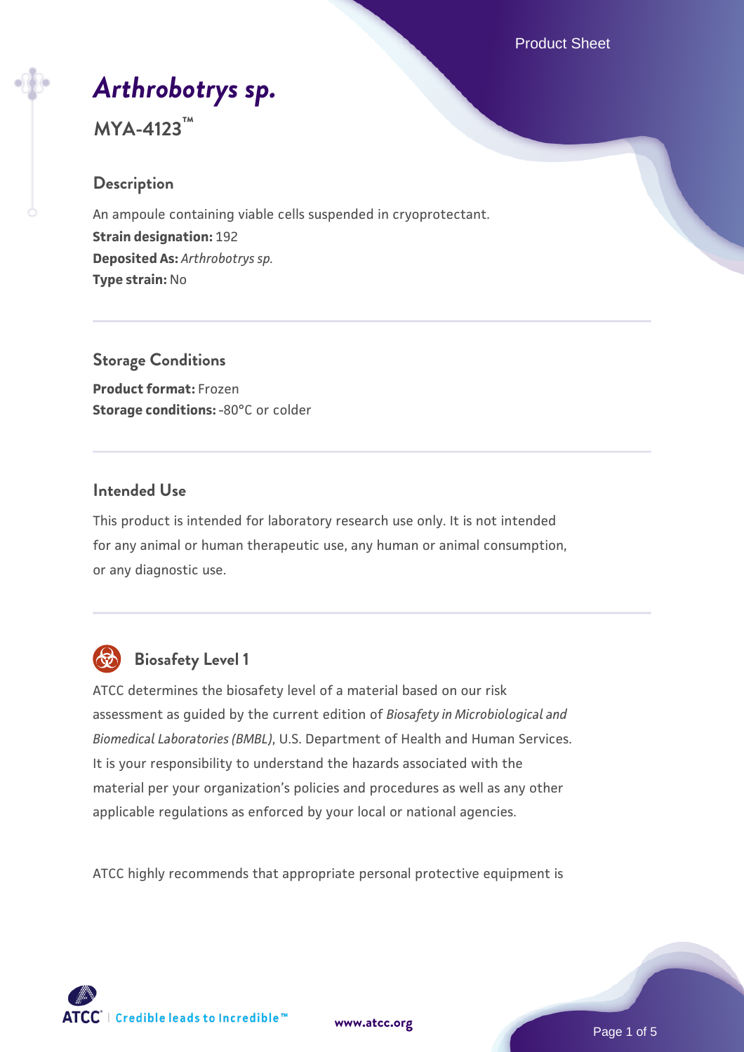# *Arthrobotrys sp.*

**MYA-4123™**

## Description

An ampoule containing viable cells suspended in cryoprotectant.
**Strain designation:** 192
**Deposited As:** *Arthrobotrys sp.*
**Type strain:** No

## Storage Conditions

**Product format:** Frozen
**Storage conditions:** -80°C or colder

## Intended Use

This product is intended for laboratory research use only. It is not intended for any animal or human therapeutic use, any human or animal consumption, or any diagnostic use.

## Biosafety Level 1

ATCC determines the biosafety level of a material based on our risk assessment as guided by the current edition of *Biosafety in Microbiological and Biomedical Laboratories (BMBL)*, U.S. Department of Health and Human Services. It is your responsibility to understand the hazards associated with the material per your organization's policies and procedures as well as any other applicable regulations as enforced by your local or national agencies.

ATCC highly recommends that appropriate personal protective equipment is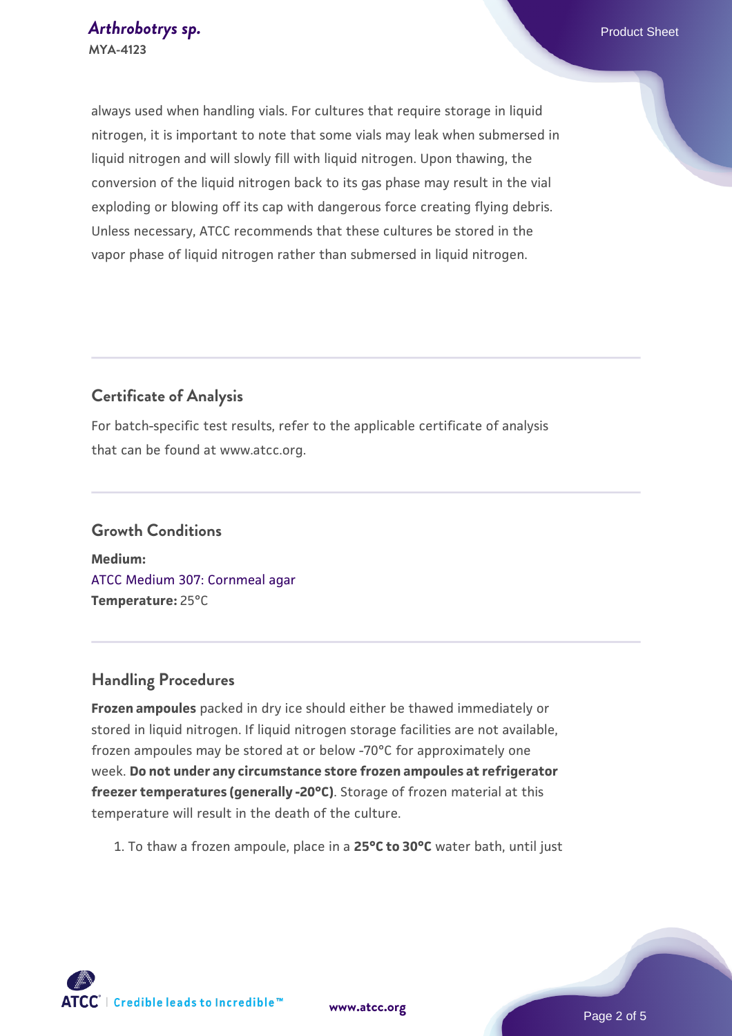always used when handling vials. For cultures that require storage in liquid nitrogen, it is important to note that some vials may leak when submersed in liquid nitrogen and will slowly fill with liquid nitrogen. Upon thawing, the conversion of the liquid nitrogen back to its gas phase may result in the vial exploding or blowing off its cap with dangerous force creating flying debris. Unless necessary, ATCC recommends that these cultures be stored in the vapor phase of liquid nitrogen rather than submersed in liquid nitrogen.

## Certificate of Analysis

For batch-specific test results, refer to the applicable certificate of analysis that can be found at www.atcc.org.

## Growth Conditions

**Medium:**
ATCC Medium 307: Cornmeal agar
**Temperature:** 25°C

## Handling Procedures

**Frozen ampoules** packed in dry ice should either be thawed immediately or stored in liquid nitrogen. If liquid nitrogen storage facilities are not available, frozen ampoules may be stored at or below -70°C for approximately one week. **Do not under any circumstance store frozen ampoules at refrigerator freezer temperatures (generally -20°C)**. Storage of frozen material at this temperature will result in the death of the culture.

1. To thaw a frozen ampoule, place in a **25°C to 30°C** water bath, until just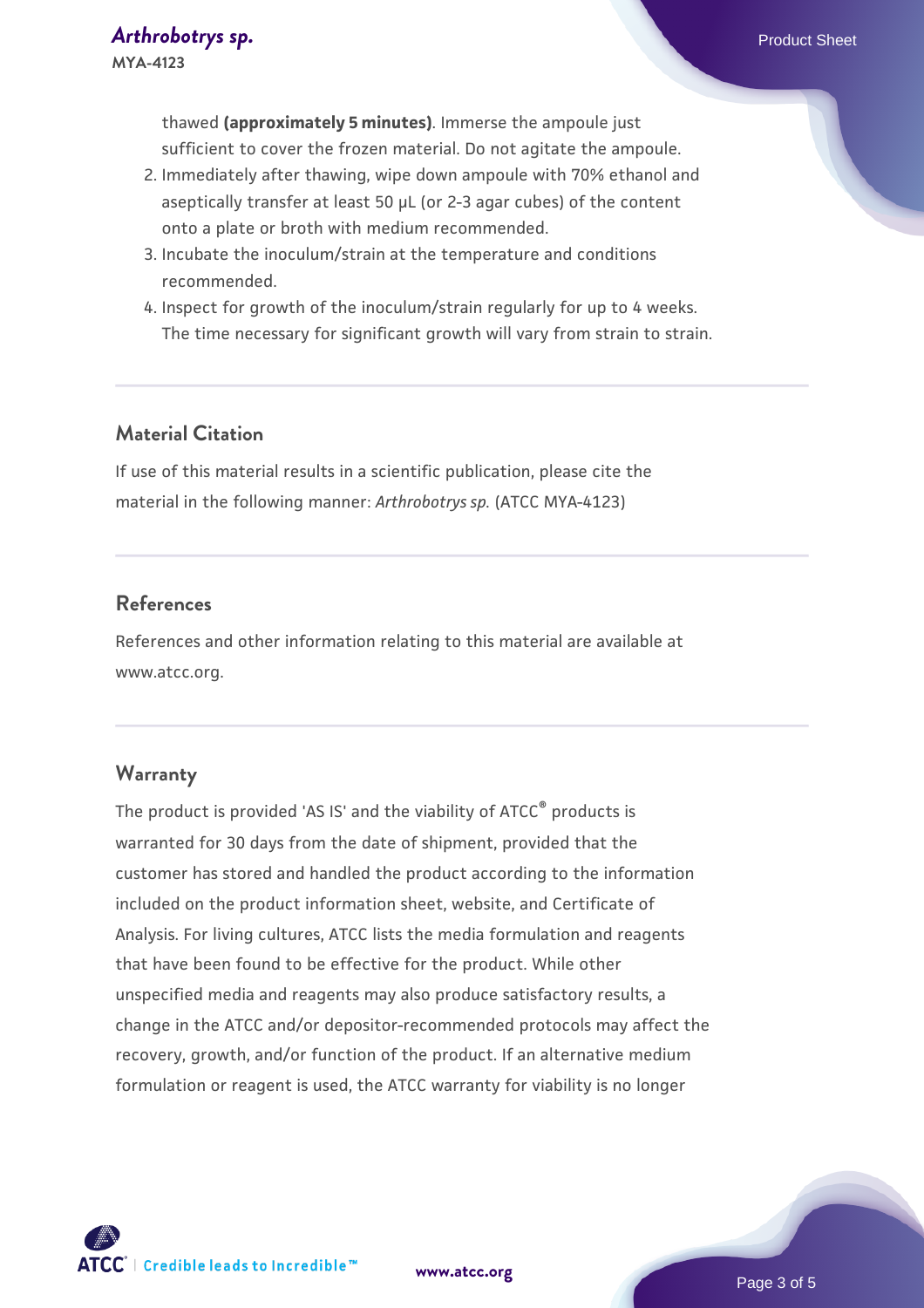thawed **(approximately 5 minutes)**. Immerse the ampoule just sufficient to cover the frozen material. Do not agitate the ampoule.

2. Immediately after thawing, wipe down ampoule with 70% ethanol and aseptically transfer at least 50 µL (or 2-3 agar cubes) of the content onto a plate or broth with medium recommended.
3. Incubate the inoculum/strain at the temperature and conditions recommended.
4. Inspect for growth of the inoculum/strain regularly for up to 4 weeks. The time necessary for significant growth will vary from strain to strain.

## Material Citation

If use of this material results in a scientific publication, please cite the material in the following manner: *Arthrobotrys sp.* (ATCC MYA-4123)

## References

References and other information relating to this material are available at www.atcc.org.

## Warranty

The product is provided 'AS IS' and the viability of ATCC® products is warranted for 30 days from the date of shipment, provided that the customer has stored and handled the product according to the information included on the product information sheet, website, and Certificate of Analysis. For living cultures, ATCC lists the media formulation and reagents that have been found to be effective for the product. While other unspecified media and reagents may also produce satisfactory results, a change in the ATCC and/or depositor-recommended protocols may affect the recovery, growth, and/or function of the product. If an alternative medium formulation or reagent is used, the ATCC warranty for viability is no longer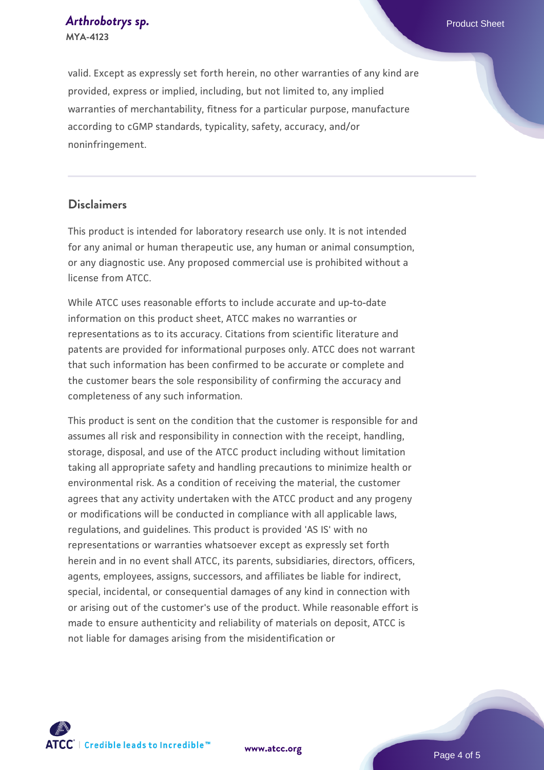valid. Except as expressly set forth herein, no other warranties of any kind are provided, express or implied, including, but not limited to, any implied warranties of merchantability, fitness for a particular purpose, manufacture according to cGMP standards, typicality, safety, accuracy, and/or noninfringement.

## Disclaimers

This product is intended for laboratory research use only. It is not intended for any animal or human therapeutic use, any human or animal consumption, or any diagnostic use. Any proposed commercial use is prohibited without a license from ATCC.

While ATCC uses reasonable efforts to include accurate and up-to-date information on this product sheet, ATCC makes no warranties or representations as to its accuracy. Citations from scientific literature and patents are provided for informational purposes only. ATCC does not warrant that such information has been confirmed to be accurate or complete and the customer bears the sole responsibility of confirming the accuracy and completeness of any such information.

This product is sent on the condition that the customer is responsible for and assumes all risk and responsibility in connection with the receipt, handling, storage, disposal, and use of the ATCC product including without limitation taking all appropriate safety and handling precautions to minimize health or environmental risk. As a condition of receiving the material, the customer agrees that any activity undertaken with the ATCC product and any progeny or modifications will be conducted in compliance with all applicable laws, regulations, and guidelines. This product is provided 'AS IS' with no representations or warranties whatsoever except as expressly set forth herein and in no event shall ATCC, its parents, subsidiaries, directors, officers, agents, employees, assigns, successors, and affiliates be liable for indirect, special, incidental, or consequential damages of any kind in connection with or arising out of the customer's use of the product. While reasonable effort is made to ensure authenticity and reliability of materials on deposit, ATCC is not liable for damages arising from the misidentification or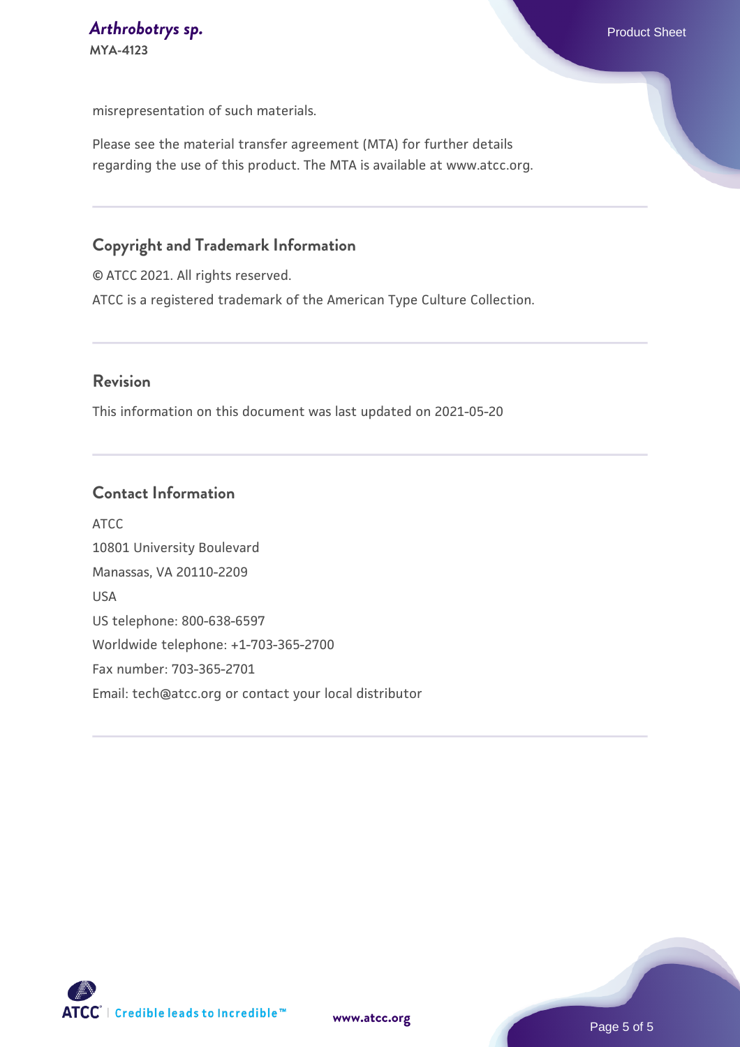misrepresentation of such materials.

Please see the material transfer agreement (MTA) for further details regarding the use of this product. The MTA is available at www.atcc.org.

## Copyright and Trademark Information

© ATCC 2021. All rights reserved.

ATCC is a registered trademark of the American Type Culture Collection.

## Revision

This information on this document was last updated on 2021-05-20

## Contact Information

ATCC
10801 University Boulevard
Manassas, VA 20110-2209
USA
US telephone: 800-638-6597
Worldwide telephone: +1-703-365-2700
Fax number: 703-365-2701
Email: tech@atcc.org or contact your local distributor